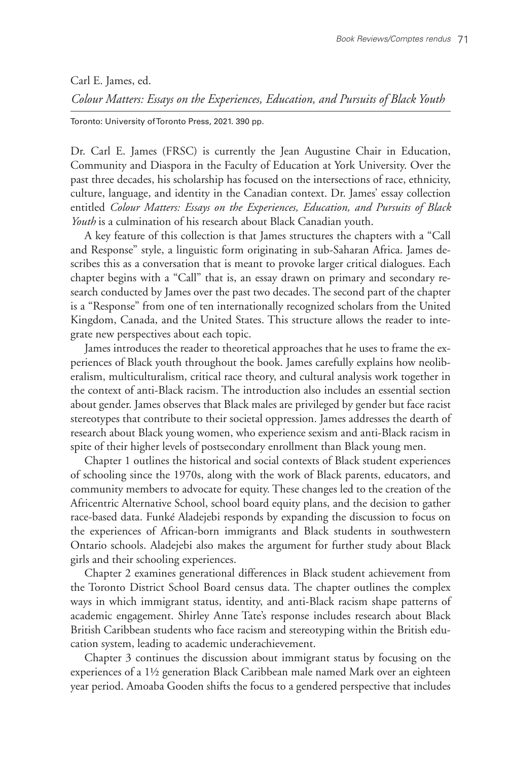Carl E. James, ed.

*Colour Matters: Essays on the Experiences, Education, and Pursuits of Black Youth*

Toronto: University of Toronto Press, 2021. 390 pp.

Dr. Carl E. James (FRSC) is currently the Jean Augustine Chair in Education, Community and Diaspora in the Faculty of Education at York University. Over the past three decades, his scholarship has focused on the intersections of race, ethnicity, culture, language, and identity in the Canadian context. Dr. James' essay collection entitled *Colour Matters: Essays on the Experiences, Education, and Pursuits of Black Youth* is a culmination of his research about Black Canadian youth.

A key feature of this collection is that James structures the chapters with a "Call and Response" style, a linguistic form originating in sub-Saharan Africa. James describes this as a conversation that is meant to provoke larger critical dialogues. Each chapter begins with a "Call" that is, an essay drawn on primary and secondary research conducted by James over the past two decades. The second part of the chapter is a "Response" from one of ten internationally recognized scholars from the United Kingdom, Canada, and the United States. This structure allows the reader to integrate new perspectives about each topic.

James introduces the reader to theoretical approaches that he uses to frame the experiences of Black youth throughout the book. James carefully explains how neoliberalism, multiculturalism, critical race theory, and cultural analysis work together in the context of anti-Black racism. The introduction also includes an essential section about gender. James observes that Black males are privileged by gender but face racist stereotypes that contribute to their societal oppression. James addresses the dearth of research about Black young women, who experience sexism and anti-Black racism in spite of their higher levels of postsecondary enrollment than Black young men.

Chapter 1 outlines the historical and social contexts of Black student experiences of schooling since the 1970s, along with the work of Black parents, educators, and community members to advocate for equity. These changes led to the creation of the Africentric Alternative School, school board equity plans, and the decision to gather race-based data. Funké Aladejebi responds by expanding the discussion to focus on the experiences of African-born immigrants and Black students in southwestern Ontario schools. Aladejebi also makes the argument for further study about Black girls and their schooling experiences.

Chapter 2 examines generational differences in Black student achievement from the Toronto District School Board census data. The chapter outlines the complex ways in which immigrant status, identity, and anti-Black racism shape patterns of academic engagement. Shirley Anne Tate's response includes research about Black British Caribbean students who face racism and stereotyping within the British education system, leading to academic underachievement.

Chapter 3 continues the discussion about immigrant status by focusing on the experiences of a 1½ generation Black Caribbean male named Mark over an eighteen year period. Amoaba Gooden shifts the focus to a gendered perspective that includes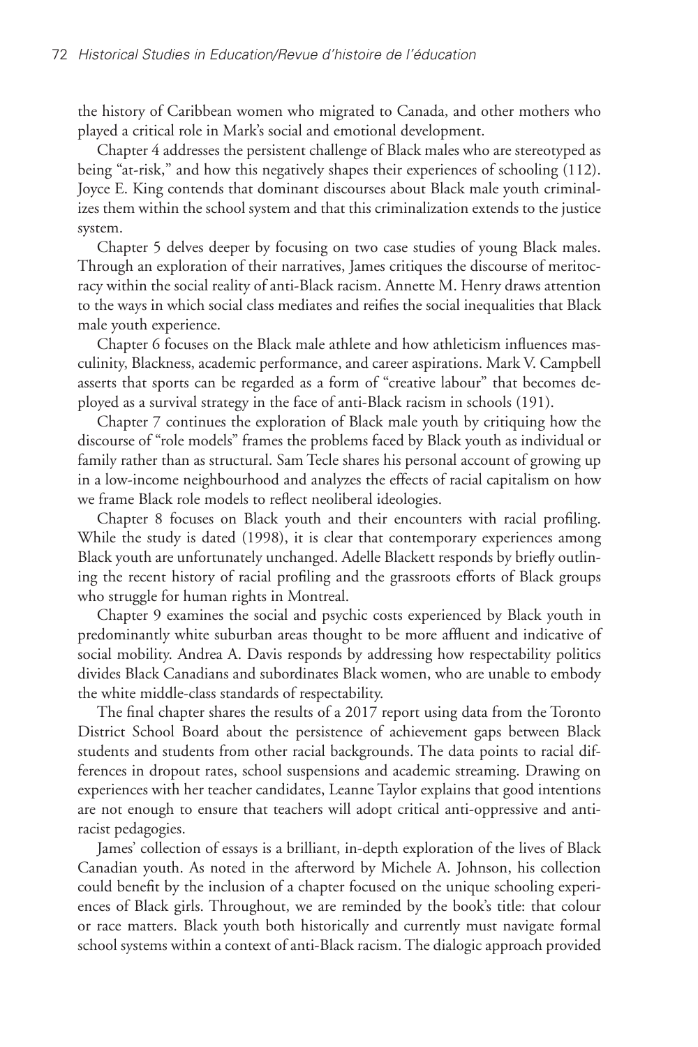the history of Caribbean women who migrated to Canada, and other mothers who played a critical role in Mark's social and emotional development.

Chapter 4 addresses the persistent challenge of Black males who are stereotyped as being "at-risk," and how this negatively shapes their experiences of schooling (112). Joyce E. King contends that dominant discourses about Black male youth criminalizes them within the school system and that this criminalization extends to the justice system.

Chapter 5 delves deeper by focusing on two case studies of young Black males. Through an exploration of their narratives, James critiques the discourse of meritocracy within the social reality of anti-Black racism. Annette M. Henry draws attention to the ways in which social class mediates and reifies the social inequalities that Black male youth experience.

Chapter 6 focuses on the Black male athlete and how athleticism influences masculinity, Blackness, academic performance, and career aspirations. Mark V. Campbell asserts that sports can be regarded as a form of "creative labour" that becomes deployed as a survival strategy in the face of anti-Black racism in schools (191).

Chapter 7 continues the exploration of Black male youth by critiquing how the discourse of "role models" frames the problems faced by Black youth as individual or family rather than as structural. Sam Tecle shares his personal account of growing up in a low-income neighbourhood and analyzes the effects of racial capitalism on how we frame Black role models to reflect neoliberal ideologies.

Chapter 8 focuses on Black youth and their encounters with racial profiling. While the study is dated (1998), it is clear that contemporary experiences among Black youth are unfortunately unchanged. Adelle Blackett responds by briefly outlining the recent history of racial profiling and the grassroots efforts of Black groups who struggle for human rights in Montreal.

Chapter 9 examines the social and psychic costs experienced by Black youth in predominantly white suburban areas thought to be more affluent and indicative of social mobility. Andrea A. Davis responds by addressing how respectability politics divides Black Canadians and subordinates Black women, who are unable to embody the white middle-class standards of respectability.

The final chapter shares the results of a 2017 report using data from the Toronto District School Board about the persistence of achievement gaps between Black students and students from other racial backgrounds. The data points to racial differences in dropout rates, school suspensions and academic streaming. Drawing on experiences with her teacher candidates, Leanne Taylor explains that good intentions are not enough to ensure that teachers will adopt critical anti-oppressive and anti-racist pedagogies.

James' collection of essays is a brilliant, in-depth exploration of the lives of Black Canadian youth. As noted in the afterword by Michele A. Johnson, his collection could benefit by the inclusion of a chapter focused on the unique schooling experiences of Black girls. Throughout, we are reminded by the book's title: that colour or race matters. Black youth both historically and currently must navigate formal school systems within a context of anti-Black racism. The dialogic approach provided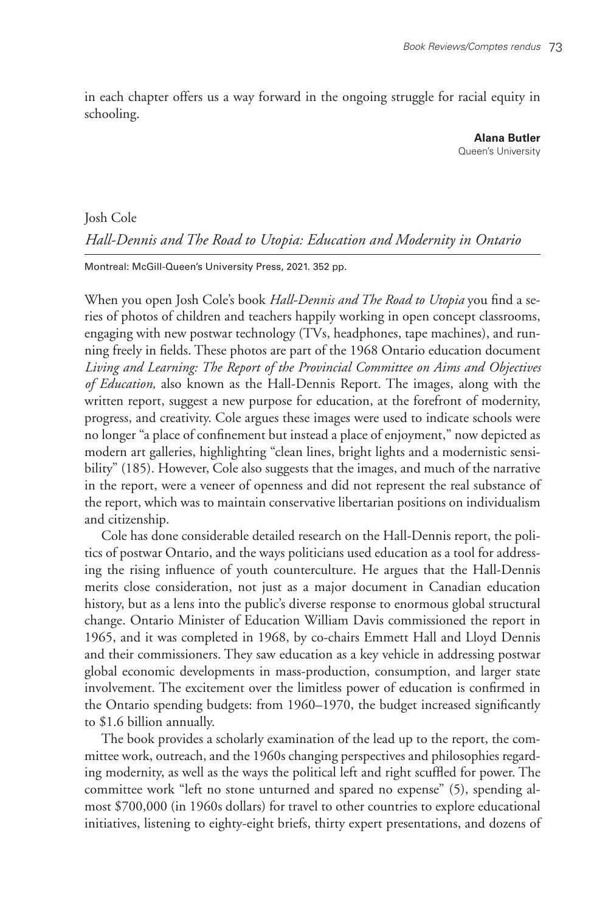in each chapter offers us a way forward in the ongoing struggle for racial equity in schooling.

**Alana Butler**
Queen's University

Josh Cole

*Hall-Dennis and The Road to Utopia: Education and Modernity in Ontario*

Montreal: McGill-Queen's University Press, 2021. 352 pp.

When you open Josh Cole's book *Hall-Dennis and The Road to Utopia* you find a series of photos of children and teachers happily working in open concept classrooms, engaging with new postwar technology (TVs, headphones, tape machines), and running freely in fields. These photos are part of the 1968 Ontario education document *Living and Learning: The Report of the Provincial Committee on Aims and Objectives of Education,* also known as the Hall-Dennis Report. The images, along with the written report, suggest a new purpose for education, at the forefront of modernity, progress, and creativity. Cole argues these images were used to indicate schools were no longer "a place of confinement but instead a place of enjoyment," now depicted as modern art galleries, highlighting "clean lines, bright lights and a modernistic sensibility" (185). However, Cole also suggests that the images, and much of the narrative in the report, were a veneer of openness and did not represent the real substance of the report, which was to maintain conservative libertarian positions on individualism and citizenship.

Cole has done considerable detailed research on the Hall-Dennis report, the politics of postwar Ontario, and the ways politicians used education as a tool for addressing the rising influence of youth counterculture. He argues that the Hall-Dennis merits close consideration, not just as a major document in Canadian education history, but as a lens into the public's diverse response to enormous global structural change. Ontario Minister of Education William Davis commissioned the report in 1965, and it was completed in 1968, by co-chairs Emmett Hall and Lloyd Dennis and their commissioners. They saw education as a key vehicle in addressing postwar global economic developments in mass-production, consumption, and larger state involvement. The excitement over the limitless power of education is confirmed in the Ontario spending budgets: from 1960–1970, the budget increased significantly to \$1.6 billion annually.

The book provides a scholarly examination of the lead up to the report, the committee work, outreach, and the 1960s changing perspectives and philosophies regarding modernity, as well as the ways the political left and right scuffled for power. The committee work "left no stone unturned and spared no expense" (5), spending almost \$700,000 (in 1960s dollars) for travel to other countries to explore educational initiatives, listening to eighty-eight briefs, thirty expert presentations, and dozens of